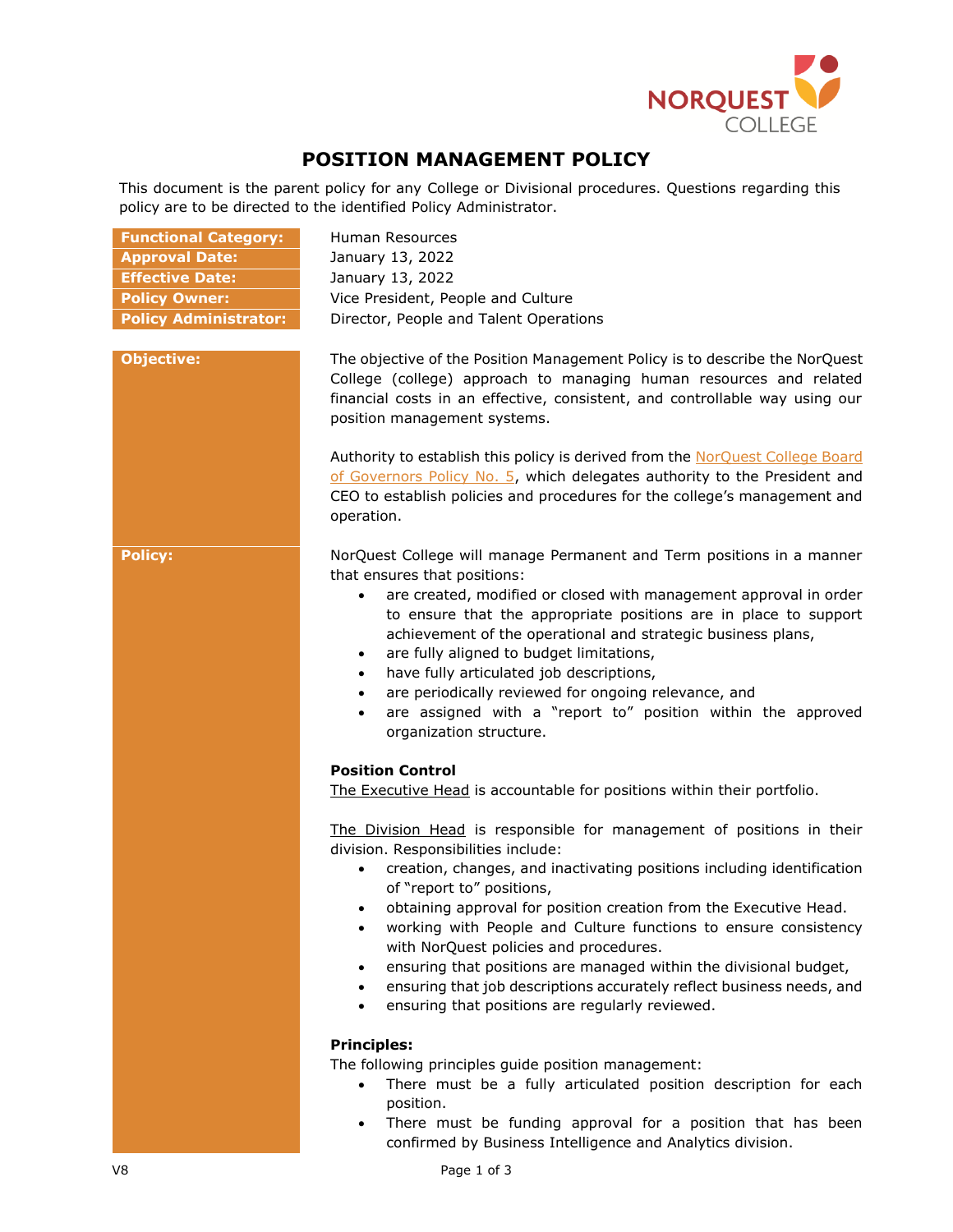# POSITION MANAGEMENT POLICY

This document is the parent policy for any College or Divisional procedures. Questions regarding this policy are to be directed to the identified Policy Administrator.

| | |
|---|---|
| **Functional Category:** | Human Resources |
| **Approval Date:** | January 13, 2022 |
| **Effective Date:** | January 13, 2022 |
| **Policy Owner:** | Vice President, People and Culture |
| **Policy Administrator:** | Director, People and Talent Operations |

**Objective:**

The objective of the Position Management Policy is to describe the NorQuest College (college) approach to managing human resources and related financial costs in an effective, consistent, and controllable way using our position management systems.

Authority to establish this policy is derived from the NorQuest College Board of Governors Policy No. 5, which delegates authority to the President and CEO to establish policies and procedures for the college's management and operation.

**Policy:**

NorQuest College will manage Permanent and Term positions in a manner that ensures that positions:

- are created, modified or closed with management approval in order to ensure that the appropriate positions are in place to support achievement of the operational and strategic business plans,
- are fully aligned to budget limitations,
- have fully articulated job descriptions,
- are periodically reviewed for ongoing relevance, and
- are assigned with a "report to" position within the approved organization structure.

**Position Control**

The Executive Head is accountable for positions within their portfolio.

The Division Head is responsible for management of positions in their division. Responsibilities include:

- creation, changes, and inactivating positions including identification of "report to" positions,
- obtaining approval for position creation from the Executive Head.
- working with People and Culture functions to ensure consistency with NorQuest policies and procedures.
- ensuring that positions are managed within the divisional budget,
- ensuring that job descriptions accurately reflect business needs, and
- ensuring that positions are regularly reviewed.

**Principles:**

The following principles guide position management:

- There must be a fully articulated position description for each position.
- There must be funding approval for a position that has been confirmed by Business Intelligence and Analytics division.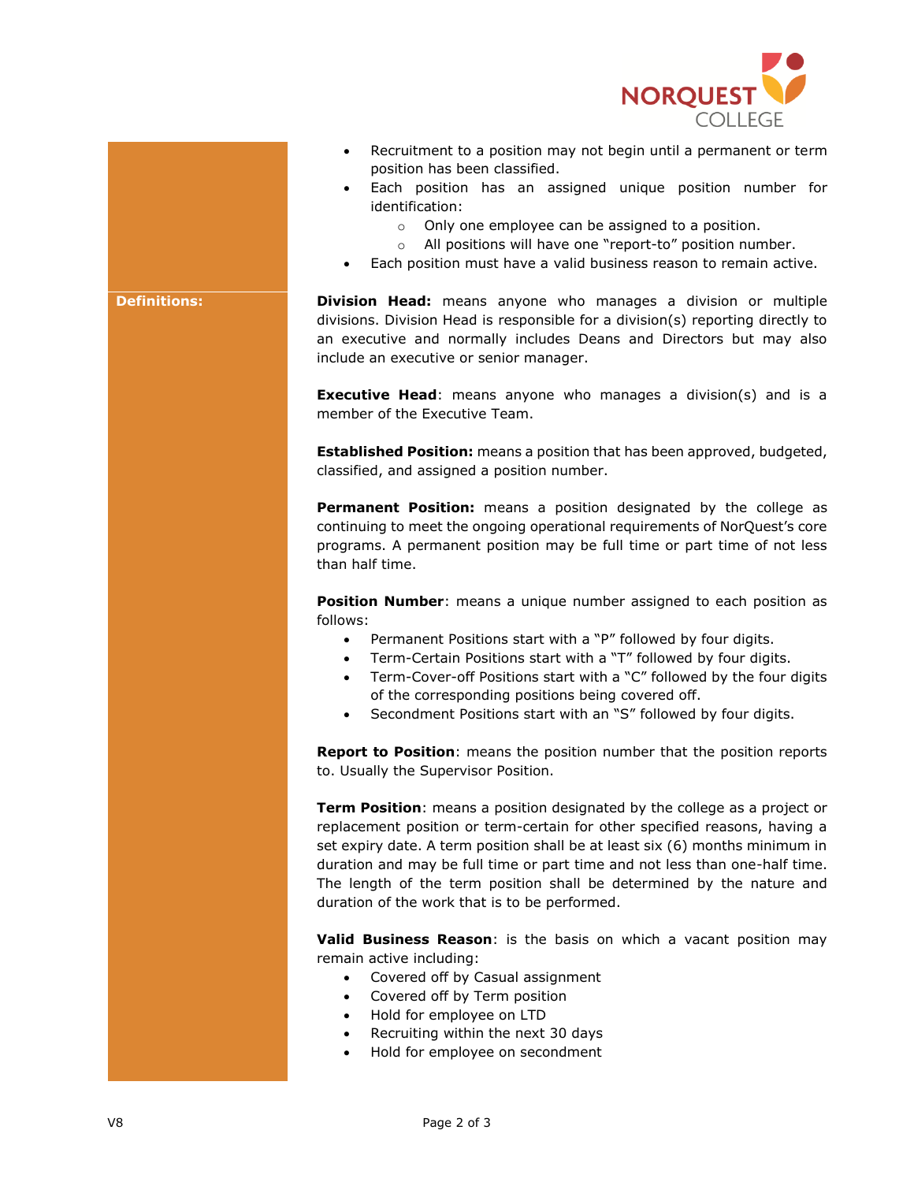- Recruitment to a position may not begin until a permanent or term position has been classified.
- Each position has an assigned unique position number for identification:
  - Only one employee can be assigned to a position.
  - All positions will have one "report-to" position number.
- Each position must have a valid business reason to remain active.

## Definitions:

**Division Head:** means anyone who manages a division or multiple divisions. Division Head is responsible for a division(s) reporting directly to an executive and normally includes Deans and Directors but may also include an executive or senior manager.

**Executive Head**: means anyone who manages a division(s) and is a member of the Executive Team.

**Established Position:** means a position that has been approved, budgeted, classified, and assigned a position number.

**Permanent Position:** means a position designated by the college as continuing to meet the ongoing operational requirements of NorQuest's core programs. A permanent position may be full time or part time of not less than half time.

**Position Number**: means a unique number assigned to each position as follows:

- Permanent Positions start with a "P" followed by four digits.
- Term-Certain Positions start with a "T" followed by four digits.
- Term-Cover-off Positions start with a "C" followed by the four digits of the corresponding positions being covered off.
- Secondment Positions start with an "S" followed by four digits.

**Report to Position**: means the position number that the position reports to. Usually the Supervisor Position.

**Term Position**: means a position designated by the college as a project or replacement position or term-certain for other specified reasons, having a set expiry date. A term position shall be at least six (6) months minimum in duration and may be full time or part time and not less than one-half time. The length of the term position shall be determined by the nature and duration of the work that is to be performed.

**Valid Business Reason**: is the basis on which a vacant position may remain active including:

- Covered off by Casual assignment
- Covered off by Term position
- Hold for employee on LTD
- Recruiting within the next 30 days
- Hold for employee on secondment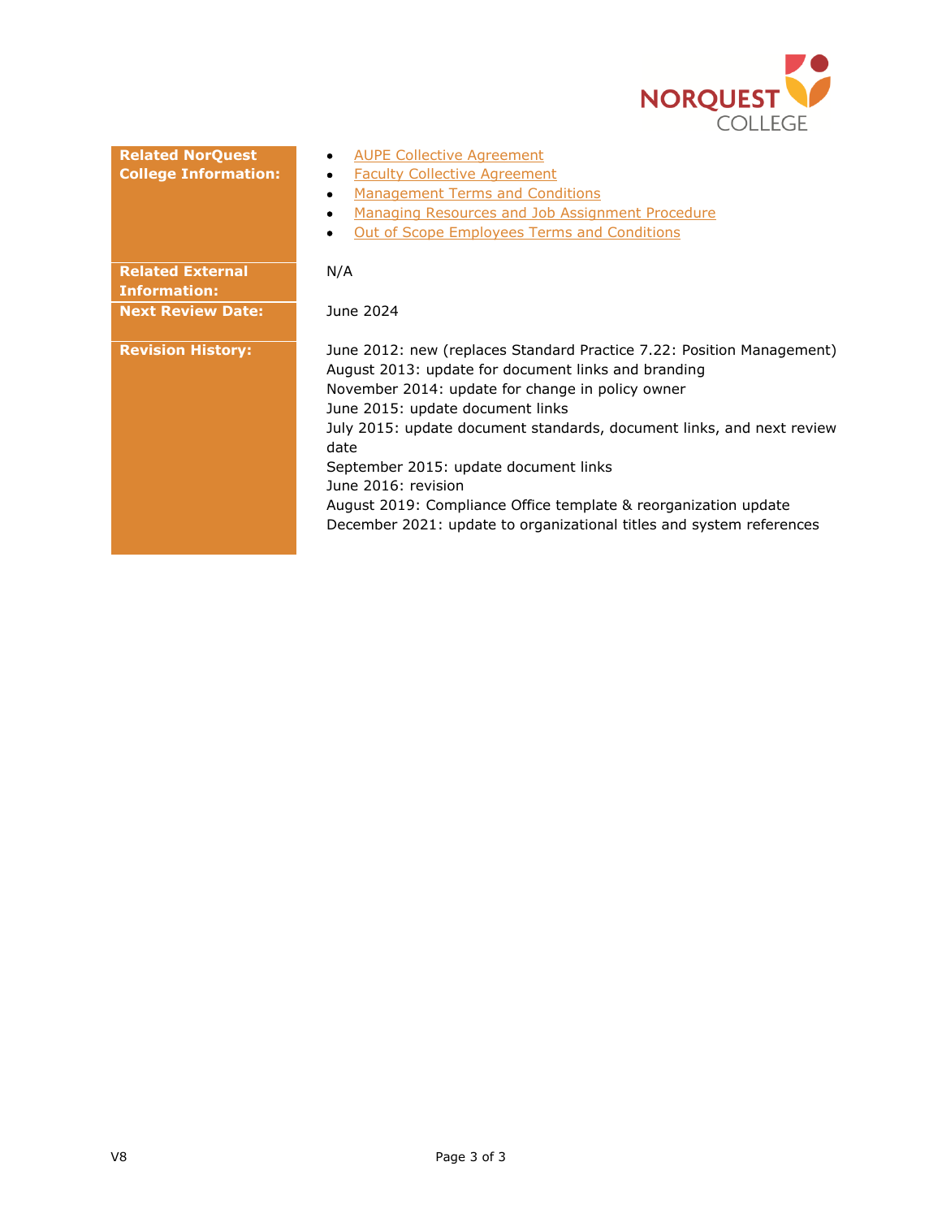| | |
|---|---|
| **Related NorQuest College Information:** | • AUPE Collective Agreement<br>• Faculty Collective Agreement<br>• Management Terms and Conditions<br>• Managing Resources and Job Assignment Procedure<br>• Out of Scope Employees Terms and Conditions |
| **Related External Information:** | N/A |
| **Next Review Date:** | June 2024 |
| **Revision History:** | June 2012: new (replaces Standard Practice 7.22: Position Management)<br>August 2013: update for document links and branding<br>November 2014: update for change in policy owner<br>June 2015: update document links<br>July 2015: update document standards, document links, and next review date<br>September 2015: update document links<br>June 2016: revision<br>August 2019: Compliance Office template & reorganization update<br>December 2021: update to organizational titles and system references |

V8